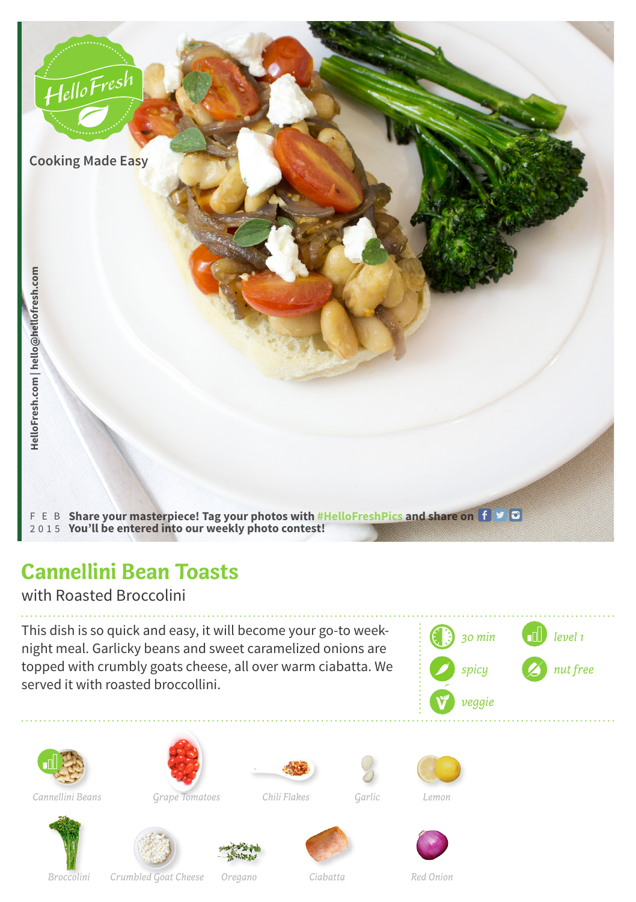HelloFresh

Cooking Made Easy

HelloFresh.com | hello@hellofresh.com

FEB 2015 **Share your masterpiece! Tag your photos with #HelloFreshPics and share on**
**You'll be entered into our weekly photo contest!**

# Cannellini Bean Toasts

with Roasted Broccolini

This dish is so quick and easy, it will become your go-to week-night meal. Garlicky beans and sweet caramelized onions are topped with crumbly goats cheese, all over warm ciabatta. We served it with roasted broccollini.

*30 min* · *level 1* · *spicy* · *nut free* · *veggie*

*Cannellini Beans* · *Grape Tomatoes* · *Chili Flakes* · *Garlic* · *Lemon*

*Broccolini* · *Crumbled Goat Cheese* · *Oregano* · *Ciabatta* · *Red Onion*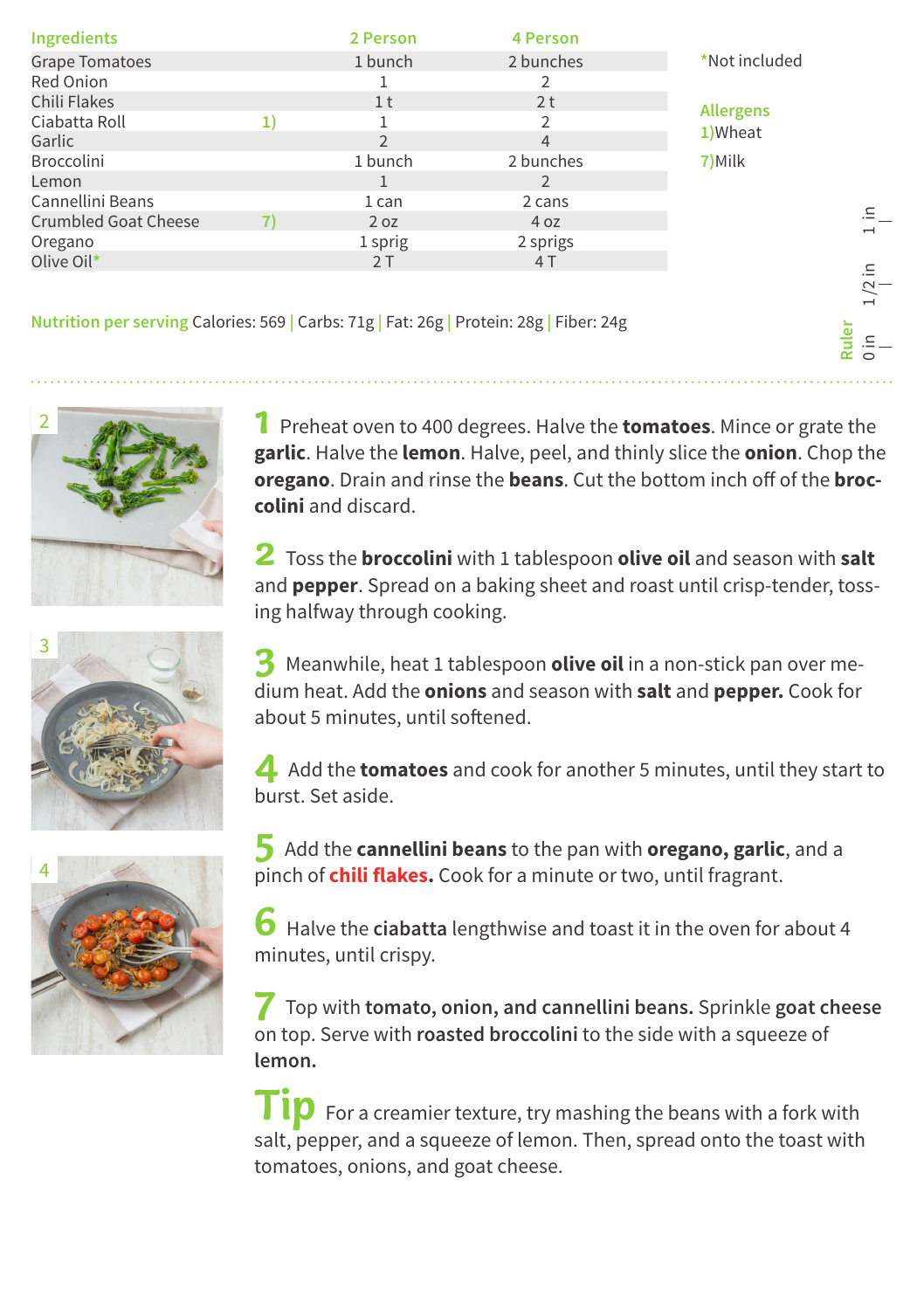| Ingredients | | 2 Person | 4 Person |
|---|---|---|---|
| Grape Tomatoes | | 1 bunch | 2 bunches |
| Red Onion | | 1 | 2 |
| Chili Flakes | | 1 t | 2 t |
| Ciabatta Roll | 1) | 1 | 2 |
| Garlic | | 2 | 4 |
| Broccolini | | 1 bunch | 2 bunches |
| Lemon | | 1 | 2 |
| Cannellini Beans | | 1 can | 2 cans |
| Crumbled Goat Cheese | 7) | 2 oz | 4 oz |
| Oregano | | 1 sprig | 2 sprigs |
| Olive Oil* | | 2 T | 4 T |

*Not included

**Allergens**
1)Wheat
7)Milk

Ruler
1 in
1/2 in
0 in

**Nutrition per serving** Calories: 569 | Carbs: 71g | Fat: 26g | Protein: 28g | Fiber: 24g

2

3

4

**1** Preheat oven to 400 degrees. Halve the **tomatoes**. Mince or grate the **garlic**. Halve the **lemon**. Halve, peel, and thinly slice the **onion**. Chop the **oregano**. Drain and rinse the **beans**. Cut the bottom inch off of the **broccolini** and discard.

**2** Toss the **broccolini** with 1 tablespoon **olive oil** and season with **salt** and **pepper**. Spread on a baking sheet and roast until crisp-tender, tossing halfway through cooking.

**3** Meanwhile, heat 1 tablespoon **olive oil** in a non-stick pan over medium heat. Add the **onions** and season with **salt** and **pepper.** Cook for about 5 minutes, until softened.

**4** Add the **tomatoes** and cook for another 5 minutes, until they start to burst. Set aside.

**5** Add the **cannellini beans** to the pan with **oregano, garlic**, and a pinch of **chili flakes.** Cook for a minute or two, until fragrant.

**6** Halve the **ciabatta** lengthwise and toast it in the oven for about 4 minutes, until crispy.

**7** Top with **tomato, onion, and cannellini beans.** Sprinkle **goat cheese** on top. Serve with **roasted broccolini** to the side with a squeeze of **lemon.**

**Tip** For a creamier texture, try mashing the beans with a fork with salt, pepper, and a squeeze of lemon. Then, spread onto the toast with tomatoes, onions, and goat cheese.